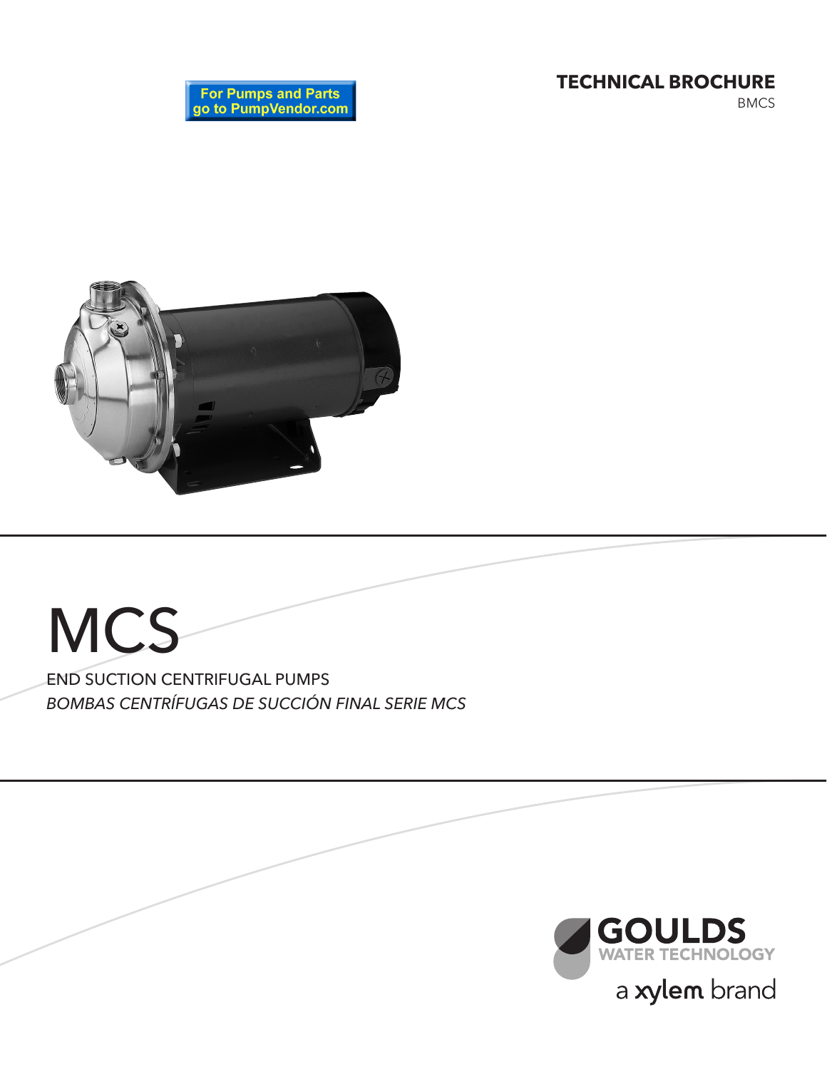For Pumps and Parts go to PumpVendor.com

**TECHNICAL BROCHURE**

BMCS

# MCS

END SUCTION CENTRIFUGAL PUMPS

*BOMBAS CENTRÍFUGAS DE SUCCIÓN FINAL SERIE MCS*

**GOULDS**
WATER TECHNOLOGY
a xylem brand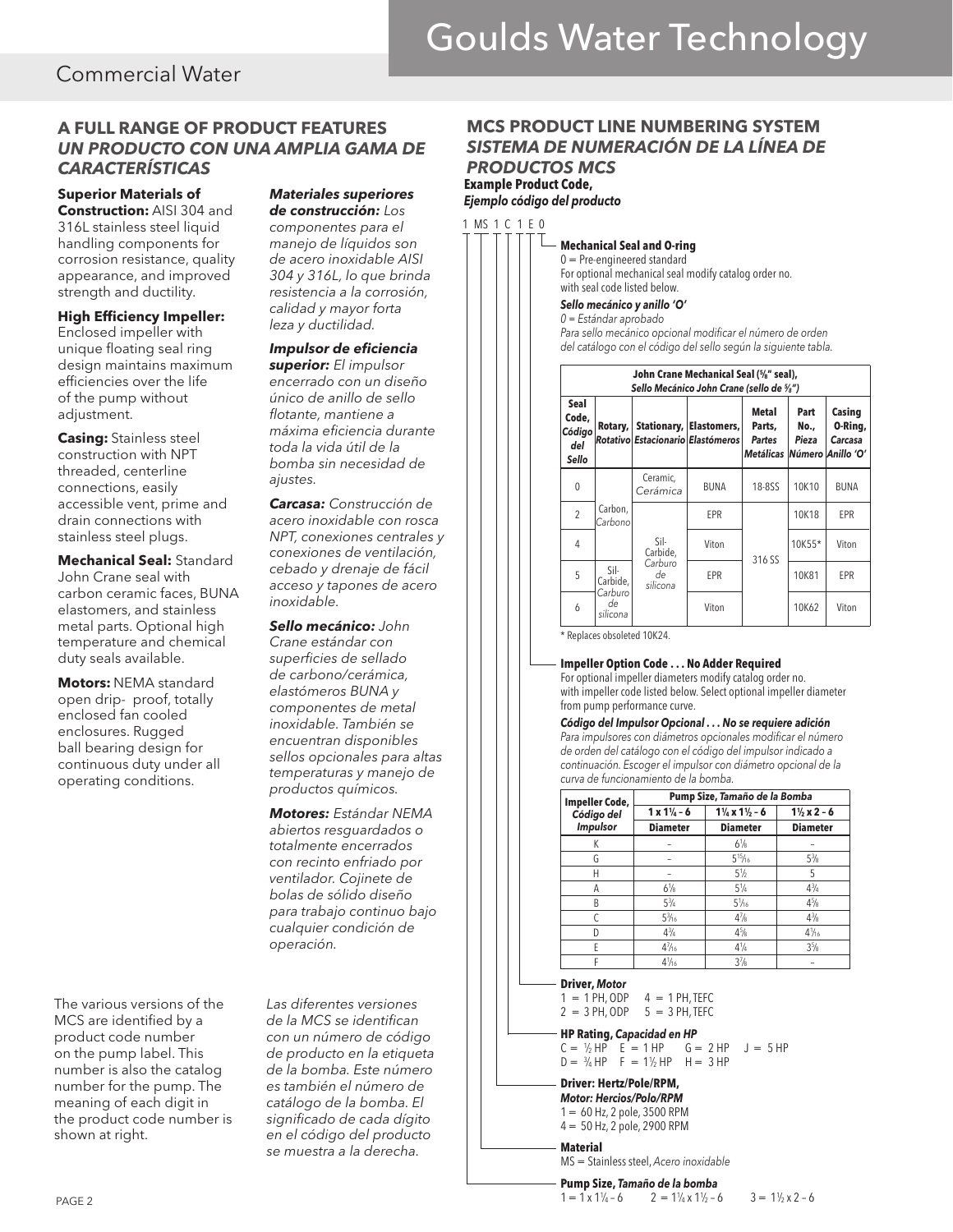## A FULL RANGE OF PRODUCT FEATURES
## *UN PRODUCTO CON UNA AMPLIA GAMA DE CARACTERÍSTICAS*

**Superior Materials of Construction:** AISI 304 and 316L stainless steel liquid handling components for corrosion resistance, quality appearance, and improved strength and ductility.

**High Efficiency Impeller:** Enclosed impeller with unique floating seal ring design maintains maximum efficiencies over the life of the pump without adjustment.

**Casing:** Stainless steel construction with NPT threaded, centerline connections, easily accessible vent, prime and drain connections with stainless steel plugs.

**Mechanical Seal:** Standard John Crane seal with carbon ceramic faces, BUNA elastomers, and stainless metal parts. Optional high temperature and chemical duty seals available.

**Motors:** NEMA standard open drip- proof, totally enclosed fan cooled enclosures. Rugged ball bearing design for continuous duty under all operating conditions.

***Materiales superiores de construcción:*** *Los componentes para el manejo de líquidos son de acero inoxidable AISI 304 y 316L, lo que brinda resistencia a la corrosión, calidad y mayor forta leza y ductilidad.*

***Impulsor de eficiencia superior:*** *El impulsor encerrado con un diseño único de anillo de sello flotante, mantiene a máxima eficiencia durante toda la vida útil de la bomba sin necesidad de ajustes.*

***Carcasa:*** *Construcción de acero inoxidable con rosca NPT, conexiones centrales y conexiones de ventilación, cebado y drenaje de fácil acceso y tapones de acero inoxidable.*

***Sello mecánico:*** *John Crane estándar con superficies de sellado de carbono/cerámica, elastómeros BUNA y componentes de metal inoxidable. También se encuentran disponibles sellos opcionales para altas temperaturas y manejo de productos químicos.*

***Motores:*** *Estándar NEMA abiertos resguardados o totalmente encerrados con recinto enfriado por ventilador. Cojinete de bolas de sólido diseño para trabajo continuo bajo cualquier condición de operación.*

The various versions of the MCS are identified by a product code number on the pump label. This number is also the catalog number for the pump. The meaning of each digit in the product code number is shown at right.

*Las diferentes versiones de la MCS se identifican con un número de código de producto en la etiqueta de la bomba. Este número es también el número de catálogo de la bomba. El significado de cada dígito en el código del producto se muestra a la derecha.*

## MCS PRODUCT LINE NUMBERING SYSTEM
## *SISTEMA DE NUMERACIÓN DE LA LÍNEA DE PRODUCTOS MCS*

**Example Product Code,**
***Ejemplo código del producto***

1 MS 1 C 1 E 0

**Mechanical Seal and O-ring**
0 = Pre-engineered standard
For optional mechanical seal modify catalog order no. with seal code listed below.

***Sello mecánico y anillo 'O'***
*0 = Estándar aprobado*
*Para sello mecánico opcional modificar el número de orden del catálogo con el código del sello según la siguiente tabla.*

**John Crane Mechanical Seal (⅝" seal),** ***Sello Mecánico John Crane (sello de ⅝")***

| Seal Code, *Código del Sello* | Rotary, *Rotativo* | Stationary, *Estacionario* | Elastomers, *Elastómeros* | Metal Parts, *Partes Metálicas* | Part No., *Pieza Número* | Casing O-Ring, *Carcasa Anillo 'O'* |
|---|---|---|---|---|---|---|
| 0 | Carbon, *Carbono* | Ceramic, *Cerámica* | BUNA | 18-8SS | 10K10 | BUNA |
| 2 | Carbon, *Carbono* | Sil-Carbide, *Carburo de silicona* | EPR | 316 SS | 10K18 | EPR |
| 4 | Carbon, *Carbono* | Sil-Carbide, *Carburo de silicona* | Viton | 316 SS | 10K55* | Viton |
| 5 | Sil-Carbide, *Carburo de silicona* | Sil-Carbide, *Carburo de silicona* | EPR | 316 SS | 10K81 | EPR |
| 6 | Sil-Carbide, *Carburo de silicona* | Sil-Carbide, *Carburo de silicona* | Viton | 316 SS | 10K62 | Viton |

\* Replaces obsoleted 10K24.

**Impeller Option Code . . . No Adder Required**
For optional impeller diameters modify catalog order no. with impeller code listed below. Select optional impeller diameter from pump performance curve.

***Código del Impulsor Opcional . . . No se requiere adición***
*Para impulsores con diámetros opcionales modificar el número de orden del catálogo con el código del impulsor indicado a continuación. Escoger el impulsor con diámetro opcional de la curva de funcionamiento de la bomba.*

| Impeller Code, *Código del Impulsor* | Pump Size, *Tamaño de la Bomba* | | |
|---|---|---|---|
| | 1 x 1¼ – 6 | 1¼ x 1½ – 6 | 1½ x 2 – 6 |
| | Diameter | Diameter | Diameter |
| K | – | 6⅛ | – |
| G | – | 5¹⁵⁄₁₆ | 5⅝ |
| H | – | 5½ | 5 |
| A | 6⅛ | 5¼ | 4¾ |
| B | 5¾ | 5¹⁄₁₆ | 4⅝ |
| C | 5³⁄₁₆ | 4⅞ | 4⅜ |
| D | 4¾ | 4⅝ | 4³⁄₁₆ |
| E | 4⁷⁄₁₆ | 4¼ | 3⅝ |
| F | 4¹⁄₁₆ | 3⅞ | – |

**Driver, *Motor***
1 = 1 PH, ODP    4 = 1 PH, TEFC
2 = 3 PH, ODP    5 = 3 PH, TEFC

**HP Rating, *Capacidad en HP***
C = ½ HP    E = 1 HP    G = 2 HP    J = 5 HP
D = ¾ HP    F = 1½ HP    H = 3 HP

**Driver: Hertz/Pole/RPM,**
***Motor: Hercios/Polo/RPM***
1 = 60 Hz, 2 pole, 3500 RPM
4 = 50 Hz, 2 pole, 2900 RPM

**Material**
MS = Stainless steel, *Acero inoxidable*

**Pump Size, *Tamaño de la bomba***
1 = 1 x 1¼ – 6    2 = 1¼ x 1½ – 6    3 = 1½ x 2 – 6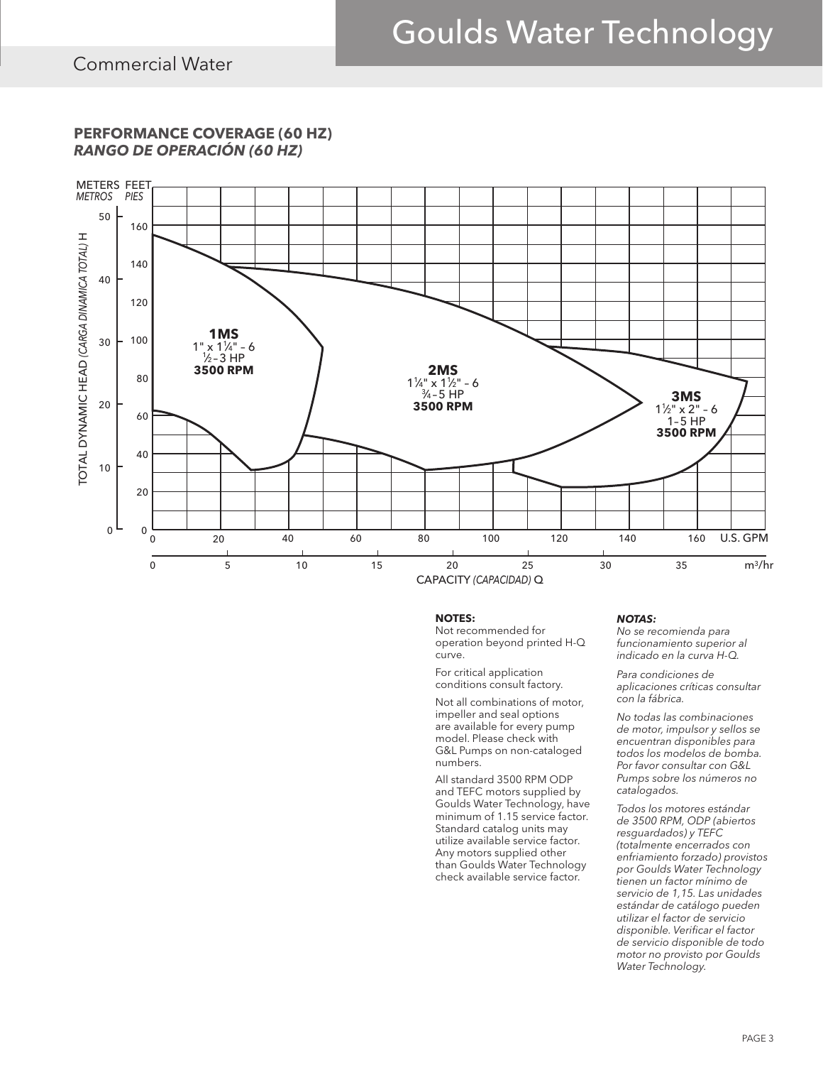## PERFORMANCE COVERAGE (60 HZ)
## *RANGO DE OPERACIÓN (60 HZ)*

METERS *METROS* FEET *PIES*

TOTAL DYNAMIC HEAD (*CARGA DINAMICA TOTAL*) H

0 10 20 30 40 50

0 20 40 60 80 100 120 140 160

**1MS**
1" x 1¼" – 6
½ – 3 HP
**3500 RPM**

**2MS**
1¼" x 1½" – 6
¾ – 5 HP
**3500 RPM**

**3MS**
1½" x 2" – 6
1 – 5 HP
**3500 RPM**

0 20 40 60 80 100 120 140 160 U.S. GPM

0 5 10 15 20 25 30 35 m³/hr

CAPACITY (*CAPACIDAD*) Q

**NOTES:**

Not recommended for operation beyond printed H-Q curve.

For critical application conditions consult factory.

Not all combinations of motor, impeller and seal options are available for every pump model. Please check with G&L Pumps on non-cataloged numbers.

All standard 3500 RPM ODP and TEFC motors supplied by Goulds Water Technology, have minimum of 1.15 service factor. Standard catalog units may utilize available service factor. Any motors supplied other than Goulds Water Technology check available service factor.

***NOTAS:***

*No se recomienda para funcionamiento superior al indicado en la curva H-Q.*

*Para condiciones de aplicaciones críticas consultar con la fábrica.*

*No todas las combinaciones de motor, impulsor y sellos se encuentran disponibles para todos los modelos de bomba. Por favor consultar con G&L Pumps sobre los números no catalogados.*

*Todos los motores estándar de 3500 RPM, ODP (abiertos resguardados) y TEFC (totalmente encerrados con enfriamiento forzado) provistos por Goulds Water Technology tienen un factor mínimo de servicio de 1,15. Las unidades estándar de catálogo pueden utilizar el factor de servicio disponible. Verificar el factor de servicio disponible de todo motor no provisto por Goulds Water Technology.*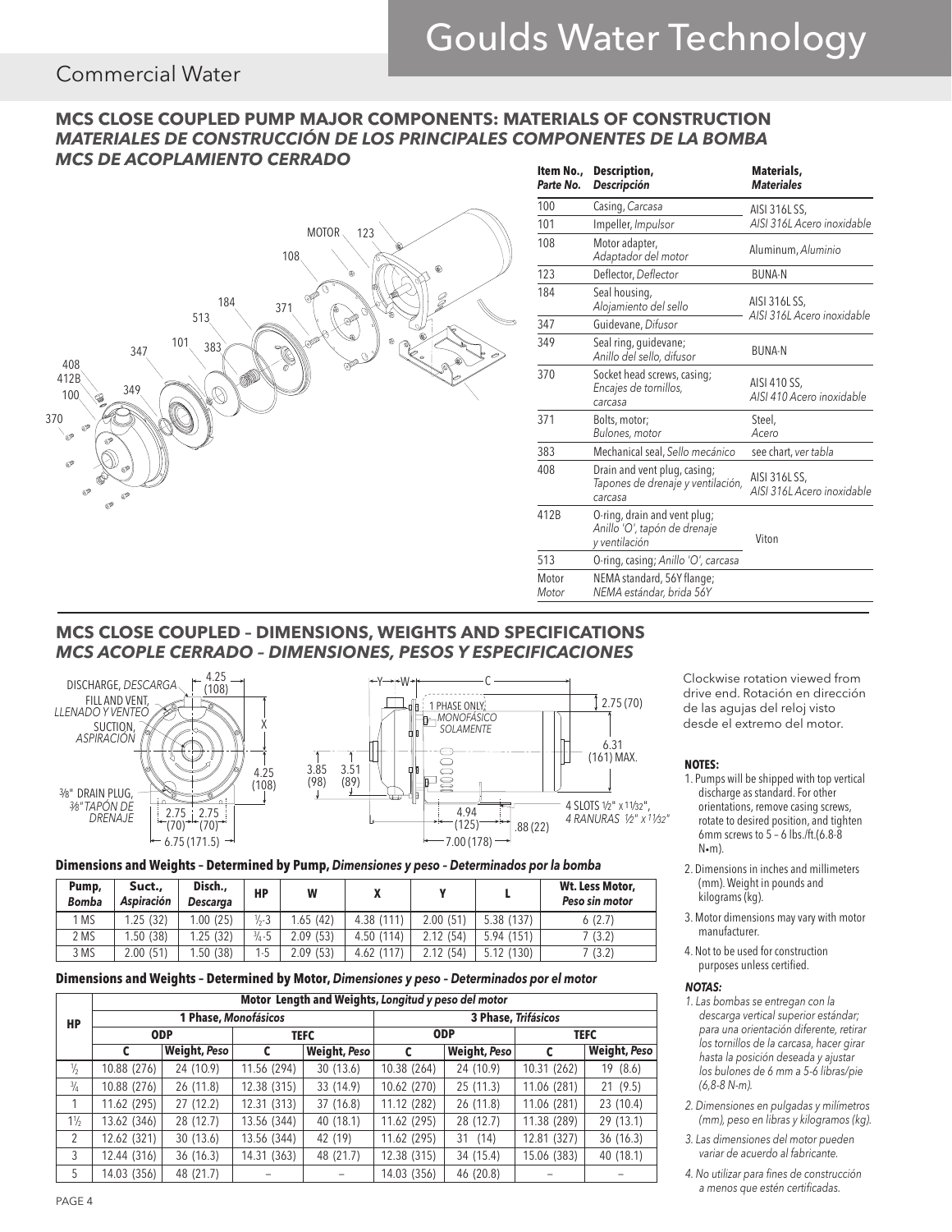## Commercial Water

### MCS CLOSE COUPLED PUMP MAJOR COMPONENTS: MATERIALS OF CONSTRUCTION
### *MATERIALES DE CONSTRUCCIÓN DE LOS PRINCIPALES COMPONENTES DE LA BOMBA MCS DE ACOPLAMIENTO CERRADO*

MOTOR
123
108
184
371
513
101
383
347
408
412B
100
349
370

| Item No., *Parte No.* | Description, *Descripción* | Materials, *Materiales* |
|---|---|---|
| 100 | Casing, *Carcasa* | AISI 316L SS, *AISI 316L Acero inoxidable* |
| 101 | Impeller, *Impulsor* | |
| 108 | Motor adapter, *Adaptador del motor* | Aluminum, *Aluminio* |
| 123 | Deflector, *Deflector* | BUNA-N |
| 184 | Seal housing, *Alojamiento del sello* | AISI 316L SS, *AISI 316L Acero inoxidable* |
| 347 | Guidevane, *Difusor* | |
| 349 | Seal ring, guidevane; *Anillo del sello, difusor* | BUNA-N |
| 370 | Socket head screws, casing; *Encajes de tornillos, carcasa* | AISI 410 SS, *AISI 410 Acero inoxidable* |
| 371 | Bolts, motor; *Bulones, motor* | Steel, *Acero* |
| 383 | Mechanical seal, *Sello mecánico* | see chart, *ver tabla* |
| 408 | Drain and vent plug, casing; *Tapones de drenaje y ventilación, carcasa* | AISI 316L SS, *AISI 316L Acero inoxidable* |
| 412B | O-ring, drain and vent plug; *Anillo 'O', tapón de drenaje y ventilación* | Viton |
| 513 | O-ring, casing; *Anillo 'O', carcasa* | |
| Motor *Motor* | NEMA standard, 56Y flange; *NEMA estándar, brida 56Y* | |

### MCS CLOSE COUPLED – DIMENSIONS, WEIGHTS AND SPECIFICATIONS
### *MCS ACOPLE CERRADO – DIMENSIONES, PESOS Y ESPECIFICACIONES*

DISCHARGE, *DESCARGA*
FILL AND VENT, *LLENADO Y VENTEO*
SUCTION, *ASPIRACIÓN*
⅜" DRAIN PLUG, *⅜" TAPÓN DE DRENAJE*
4.25 (108)
X
4.25 (108)
2.75 (70)
2.75 (70)
6.75 (171.5)
Y
W
C
1 PHASE ONLY, *MONOFÁSICO SOLAMENTE*
2.75 (70)
6.31 (161) MAX.
3.85 (98)
3.51 (89)
L
4.94 (125)
.88 (22)
7.00 (178)
4 SLOTS ½" x 11⁄32", *4 RANURAS ½" x 11⁄32"*

Clockwise rotation viewed from drive end. Rotación en dirección de las agujas del reloj visto desde el extremo del motor.

**Dimensions and Weights – Determined by Pump,** ***Dimensiones y peso – Determinados por la bomba***

| Pump, *Bomba* | Suct., *Aspiración* | Disch., *Descarga* | HP | W | X | Y | L | Wt. Less Motor, *Peso sin motor* |
|---|---|---|---|---|---|---|---|---|
| 1 MS | 1.25 (32) | 1.00 (25) | ½-3 | 1.65 (42) | 4.38 (111) | 2.00 (51) | 5.38 (137) | 6 (2.7) |
| 2 MS | 1.50 (38) | 1.25 (32) | ¾-5 | 2.09 (53) | 4.50 (114) | 2.12 (54) | 5.94 (151) | 7 (3.2) |
| 3 MS | 2.00 (51) | 1.50 (38) | 1-5 | 2.09 (53) | 4.62 (117) | 2.12 (54) | 5.12 (130) | 7 (3.2) |

**Dimensions and Weights – Determined by Motor,** ***Dimensiones y peso – Determinados por el motor***

| HP | Motor Length and Weights, *Longitud y peso del motor* | | | | | | | |
|---|---|---|---|---|---|---|---|---|
| | 1 Phase, *Monofásicos* | | | | 3 Phase, *Trifásicos* | | | |
| | ODP | | TEFC | | ODP | | TEFC | |
| | C | Weight, *Peso* | C | Weight, *Peso* | C | Weight, *Peso* | C | Weight, *Peso* |
| ½ | 10.88 (276) | 24 (10.9) | 11.56 (294) | 30 (13.6) | 10.38 (264) | 24 (10.9) | 10.31 (262) | 19 (8.6) |
| ¾ | 10.88 (276) | 26 (11.8) | 12.38 (315) | 33 (14.9) | 10.62 (270) | 25 (11.3) | 11.06 (281) | 21 (9.5) |
| 1 | 11.62 (295) | 27 (12.2) | 12.31 (313) | 37 (16.8) | 11.12 (282) | 26 (11.8) | 11.06 (281) | 23 (10.4) |
| 1½ | 13.62 (346) | 28 (12.7) | 13.56 (344) | 40 (18.1) | 11.62 (295) | 28 (12.7) | 11.38 (289) | 29 (13.1) |
| 2 | 12.62 (321) | 30 (13.6) | 13.56 (344) | 42 (19) | 11.62 (295) | 31 (14) | 12.81 (327) | 36 (16.3) |
| 3 | 12.44 (316) | 36 (16.3) | 14.31 (363) | 48 (21.7) | 12.38 (315) | 34 (15.4) | 15.06 (383) | 40 (18.1) |
| 5 | 14.03 (356) | 48 (21.7) | – | – | 14.03 (356) | 46 (20.8) | – | – |

**NOTES:**

1. Pumps will be shipped with top vertical discharge as standard. For other orientations, remove casing screws, rotate to desired position, and tighten 6mm screws to 5 – 6 lbs./ft.(6.8-8 N•m).
2. Dimensions in inches and millimeters (mm). Weight in pounds and kilograms (kg).
3. Motor dimensions may vary with motor manufacturer.
4. Not to be used for construction purposes unless certified.

***NOTAS:***

1. *Las bombas se entregan con la descarga vertical superior estándar; para una orientación diferente, retirar los tornillos de la carcasa, hacer girar hasta la posición deseada y ajustar los bulones de 6 mm a 5-6 libras/pie (6,8-8 N-m).*
2. *Dimensiones en pulgadas y milímetros (mm), peso en libras y kilogramos (kg).*
3. *Las dimensiones del motor pueden variar de acuerdo al fabricante.*
4. *No utilizar para fines de construcción a menos que estén certificadas.*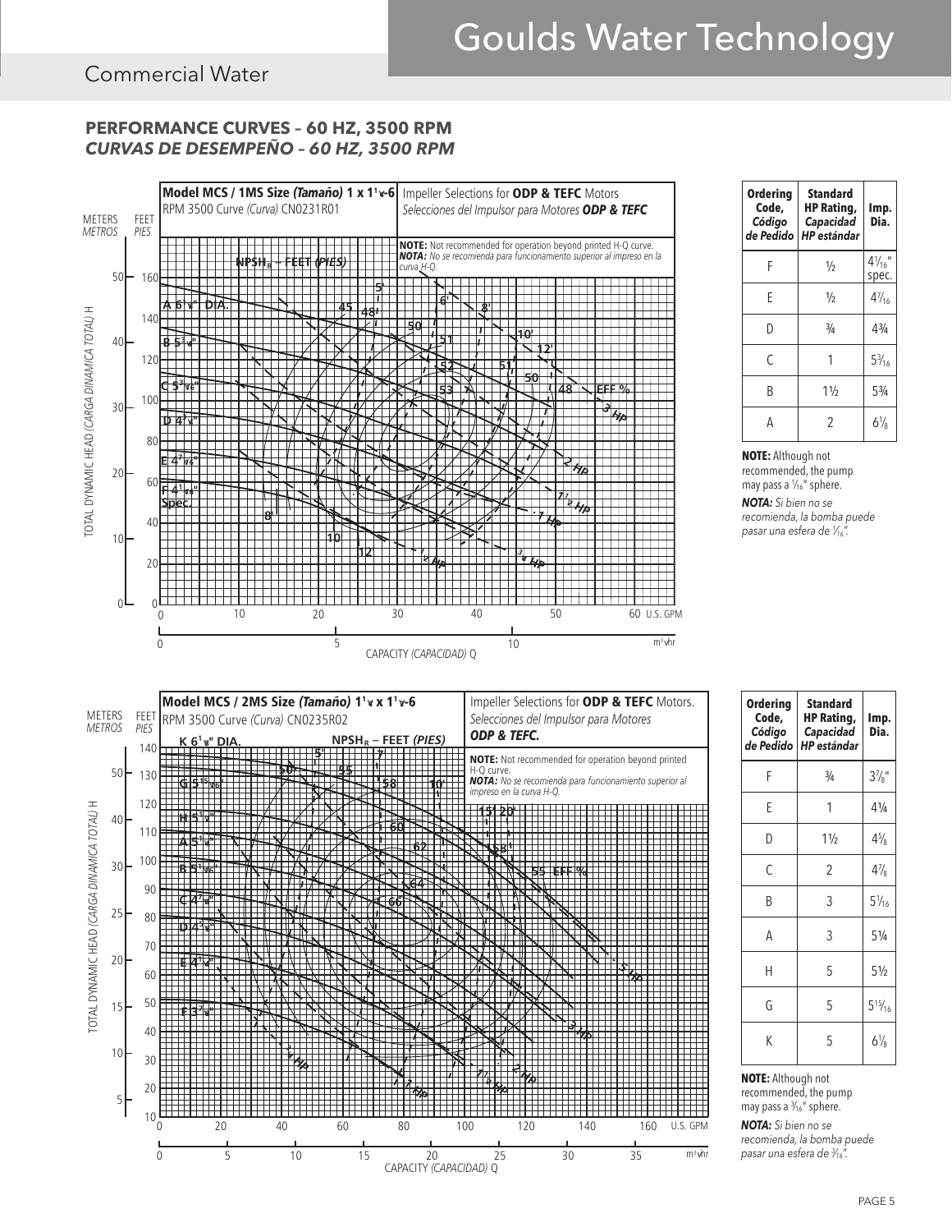## Commercial Water

### PERFORMANCE CURVES – 60 HZ, 3500 RPM
### *CURVAS DE DESEMPEÑO – 60 HZ, 3500 RPM*

**Model MCS / 1MS Size *(Tamaño)* 1 x 1¼-6**
RPM 3500 Curve *(Curva)* CN0231R01

Impeller Selections for **ODP & TEFC** Motors
*Selecciones del Impulsor para Motores* ***ODP & TEFC***

**NOTE:** Not recommended for operation beyond printed H-Q curve.
***NOTA:*** *No se recomienda para funcionamiento superior al impreso en la curva H-Q.*

NPSH$_R$ – FEET *(PIES)*

A 6⅛" DIA.
B 5¾"
C 5³⁄₁₆"
D 4¾"
E 4⁷⁄₁₆"
F 4¹⁄₁₆"
Spec.

5' 6' 8' 10' 12' 8' 10' 12'
45 48 50 51 52 53 51 50 48 EFF %
3 HP
2 HP
1½ HP
1 HP
¾ HP
½ HP

METERS *METROS*: 0 10 20 30 40 50
FEET *PIES*: 0 20 40 60 80 100 120 140 160
TOTAL DYNAMIC HEAD *(CARGA DINAMICA TOTAL)* H
U.S. GPM: 0 10 20 30 40 50 60
m³/hr: 0 5 10
CAPACITY *(CAPACIDAD)* Q

| Ordering Code, *Código de Pedido* | Standard HP Rating, *Capacidad HP estándar* | Imp. Dia. |
|---|---|---|
| F | ½ | 4¹⁄₁₆" spec. |
| E | ½ | 4⁷⁄₁₆ |
| D | ¾ | 4¾ |
| C | 1 | 5³⁄₁₆ |
| B | 1½ | 5¾ |
| A | 2 | 6⅛ |

**NOTE:** Although not recommended, the pump may pass a ¹⁄₁₆" sphere.
***NOTA:*** *Si bien no se recomienda, la bomba puede pasar una esfera de ¹⁄₁₆".*

**Model MCS / 2MS Size *(Tamaño)* 1¼ x 1¼-6**
RPM 3500 Curve *(Curva)* CN0235R02

Impeller Selections for **ODP & TEFC** Motors.
*Selecciones del Impulsor para Motores* ***ODP & TEFC.***

**NOTE:** Not recommended for operation beyond printed H-Q curve.
***NOTA:*** *No se recomienda para funcionamiento superior al impreso en la curva H-Q.*

NPSH$_R$ – FEET *(PIES)*

K 6⅛" DIA.
G 5¹⁵⁄₁₆"
H 5½"
A 5¼"
B 5¹⁄₁₆"
C 4⅞"
D 4⅝"
E 4¼"
F 3⅞"

5' 7' 10' 15' 20'
50 55 58 60 62 64 66 58 55 EFF %
5 HP
3 HP
2 HP
1½ HP
1 HP
¾ HP

METERS *METROS*: 5 10 15 20 25 30 35 40 50
FEET *PIES*: 10 20 30 40 50 60 70 80 90 100 110 120 130 140
TOTAL DYNAMIC HEAD *(CARGA DINAMICA TOTAL)* H
U.S. GPM: 0 20 40 60 80 100 120 140 160
m³/hr: 0 5 10 15 20 25 30 35
CAPACITY *(CAPACIDAD)* Q

| Ordering Code, *Código de Pedido* | Standard HP Rating, *Capacidad HP estándar* | Imp. Dia. |
|---|---|---|
| F | ¾ | 3⅞" |
| E | 1 | 4¼ |
| D | 1½ | 4⅝ |
| C | 2 | 4⅞ |
| B | 3 | 5¹⁄₁₆ |
| A | 3 | 5¼ |
| H | 5 | 5½ |
| G | 5 | 5¹⁵⁄₁₆ |
| K | 5 | 6⅛ |

**NOTE:** Although not recommended, the pump may pass a ³⁄₁₆" sphere.
***NOTA:*** *Si bien no se recomienda, la bomba puede pasar una esfera de ³⁄₁₆".*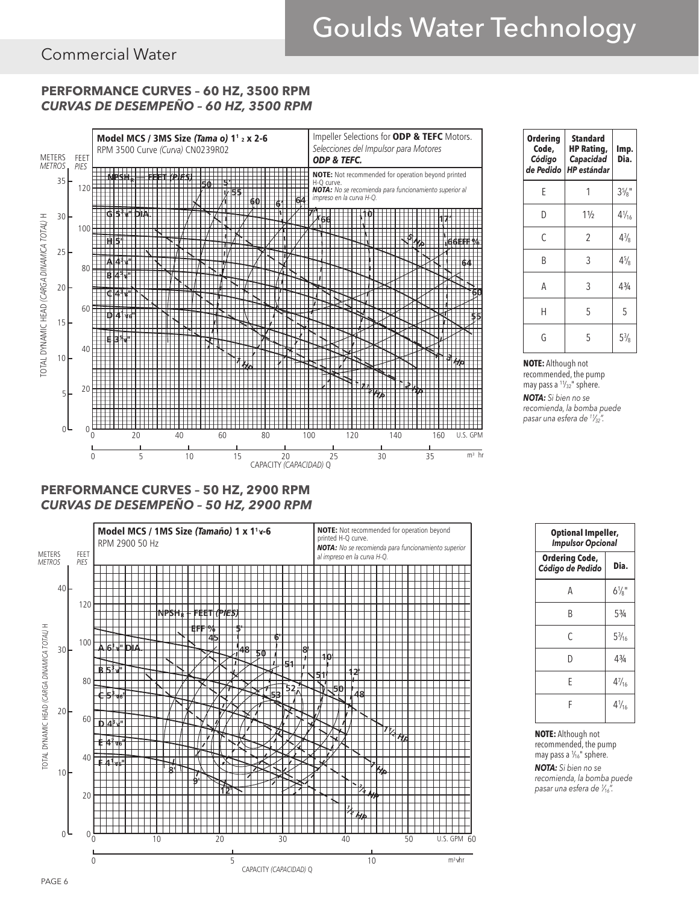Goulds Water Technology

Commercial Water

## PERFORMANCE CURVES – 60 HZ, 3500 RPM
## *CURVAS DE DESEMPEÑO – 60 HZ, 3500 RPM*

**Model MCS / 3MS Size *(Tama o)* 1½ x 2-6**
RPM 3500 Curve *(Curva)* CN0239R02

Impeller Selections for **ODP & TEFC** Motors.
*Selecciones del Impulsor para Motores* ***ODP & TEFC.***

**NOTE:** Not recommended for operation beyond printed H-Q curve.
***NOTA:*** *No se recomienda para funcionamiento superior al impreso en la curva H-Q.*

METERS *METROS* FEET *PIES*

TOTAL DYNAMIC HEAD *(CARGA DINAMICA TOTAL)* H

$NPSH_R$ — FEET *(PIES)*

G 5⅜" DIA.
H 5"
A 4¾"
B 4⅝"
C 4⅜"
D 4 1/16"
E 3⅝"

50 55 60 64 66 66EFF % 64 60 55

5' 6' 7' 10' 17'

1 HP 1½ HP 2 HP 3 HP 5 HP

U.S. GPM
m³ hr
CAPACITY *(CAPACIDAD)* Q

| Ordering Code, *Código de Pedido* | Standard HP Rating, *Capacidad HP estándar* | Imp. Dia. |
|---|---|---|
| E | 1 | 3⅝" |
| D | 1½ | 4 1/16" |
| C | 2 | 4⅜" |
| B | 3 | 4⅝" |
| A | 3 | 4¾ |
| H | 5 | 5 |
| G | 5 | 5⅜ |

**NOTE:** Although not recommended, the pump may pass a 11/32" sphere.

***NOTA:*** *Si bien no se recomienda, la bomba puede pasar una esfera de 11/32".*

## PERFORMANCE CURVES – 50 HZ, 2900 RPM
## *CURVAS DE DESEMPEÑO – 50 HZ, 2900 RPM*

**Model MCS / 1MS Size *(Tamaño)* 1 x 1¼-6**
RPM 2900 50 Hz

**NOTE:** Not recommended for operation beyond printed H-Q curve.
***NOTA:*** *No se recomienda para funcionamiento superior al impreso en la curva H-Q.*

METERS *METROS* FEET *PIES*

TOTAL DYNAMIC HEAD *(CARGA DINAMICA TOTAL)* H

$NPSH_R$ – FEET *(PIES)*

EFF %

A 6⅛" DIA.
B 5¾"
C 5 3/16"
D 4¾"
E 4 7/16"
F 4 1/16"

45 48 50 51 51 52 53 50 48

5' 6' 8' 10' 12' 8' 9' 12'

1½ HP 1 HP ¾ HP ½ HP

U.S. GPM
m³/hr
CAPACITY *(CAPACIDAD)* Q

| Optional Impeller, *Impulsor Opcional* | |
|---|---|
| **Ordering Code, *Código de Pedido*** | **Dia.** |
| A | 6⅛" |
| B | 5¾ |
| C | 5 3/16 |
| D | 4¾ |
| E | 4 7/16 |
| F | 4 1/16 |

**NOTE:** Although not recommended, the pump may pass a 3/16" sphere.

***NOTA:*** *Si bien no se recomienda, la bomba puede pasar una esfera de 3/16".*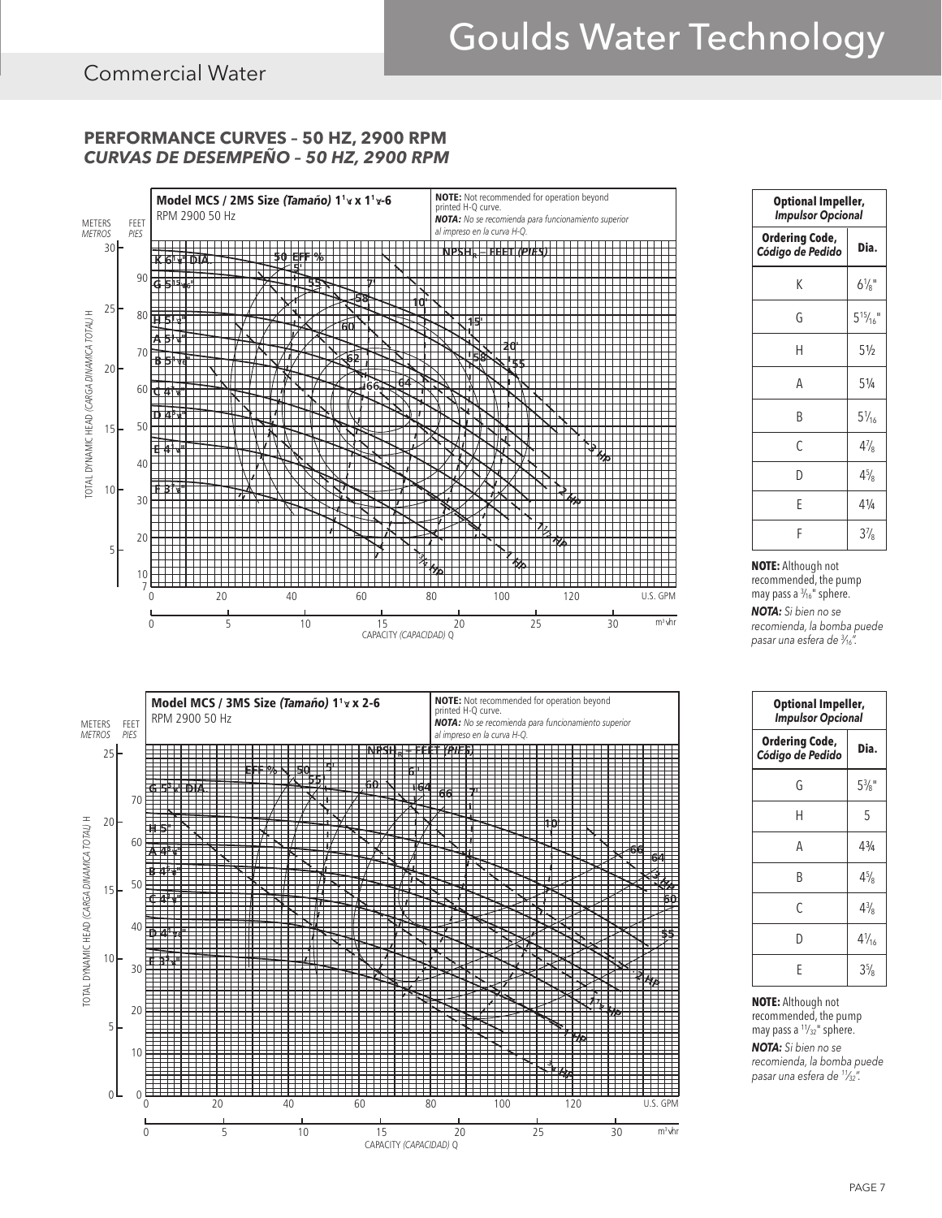Goulds Water Technology

Commercial Water

## PERFORMANCE CURVES – 50 HZ, 2900 RPM
### *CURVAS DE DESEMPEÑO – 50 HZ, 2900 RPM*

**Model MCS / 2MS Size *(Tamaño)* 1¼ x 1¼-6**
RPM 2900 50 Hz

**NOTE:** Not recommended for operation beyond printed H-Q curve.
***NOTA:** No se recomienda para funcionamiento superior al impreso en la curva H-Q.*

METERS *METROS*
FEET *PIES*
TOTAL DYNAMIC HEAD *(CARGA DINAMICA TOTAL)* H
K 6⅛" DIA.
G 5¹⁵⁄₁₆"
H 5½"
A 5¼"
B 5¹⁄₁₆"
C 4⅞"
D 4⅝"
E 4¼"
F 3⅞"
50 EFF %
55
58
60
62
64
66
58
55
NPSH$_R$ – FEET *(PIES)*
5'
7'
10'
15'
20'
3 HP
2 HP
1½ HP
1 HP
¾ HP
0 20 40 60 80 100 120 U.S. GPM
0 5 10 15 20 25 30 m³/hr
CAPACITY *(CAPACIDAD)* Q

| **Optional Impeller, *Impulsor Opcional*** | |
|---|---|
| **Ordering Code, *Código de Pedido*** | **Dia.** |
| K | 6⅛" |
| G | 5¹⁵⁄₁₆" |
| H | 5½ |
| A | 5¼ |
| B | 5¹⁄₁₆ |
| C | 4⅞ |
| D | 4⅝ |
| E | 4¼ |
| F | 3⅞ |

**NOTE:** Although not recommended, the pump may pass a ³⁄₁₆" sphere.

***NOTA:** Si bien no se recomienda, la bomba puede pasar una esfera de ³⁄₁₆".*

**Model MCS / 3MS Size *(Tamaño)* 1½ x 2-6**
RPM 2900 50 Hz

**NOTE:** Not recommended for operation beyond printed H-Q curve.
***NOTA:** No se recomienda para funcionamiento superior al impreso en la curva H-Q.*

METERS *METROS*
FEET *PIES*
TOTAL DYNAMIC HEAD *(CARGA DINAMICA TOTAL)* H
G 5⅜" DIA.
H 5"
A 4¾"
B 4⅝"
C 4⅜"
D 4¹⁄₁₆"
E 3⅝"
EFF % 50
55
60
64
66
66
64
60
55
NPSH$_R$ – FEET *(PIES)*
5'
6'
7'
10'
3 HP
2 HP
1½ HP
1 HP
¾ HP
0 20 40 60 80 100 120 U.S. GPM
0 5 10 15 20 25 30 m³/hr
CAPACITY *(CAPACIDAD)* Q

| **Optional Impeller, *Impulsor Opcional*** | |
|---|---|
| **Ordering Code, *Código de Pedido*** | **Dia.** |
| G | 5⅜" |
| H | 5 |
| A | 4¾ |
| B | 4⅝ |
| C | 4⅜ |
| D | 4¹⁄₁₆ |
| E | 3⅝ |

**NOTE:** Although not recommended, the pump may pass a ¹¹⁄₃₂" sphere.

***NOTA:** Si bien no se recomienda, la bomba puede pasar una esfera de ¹¹⁄₃₂".*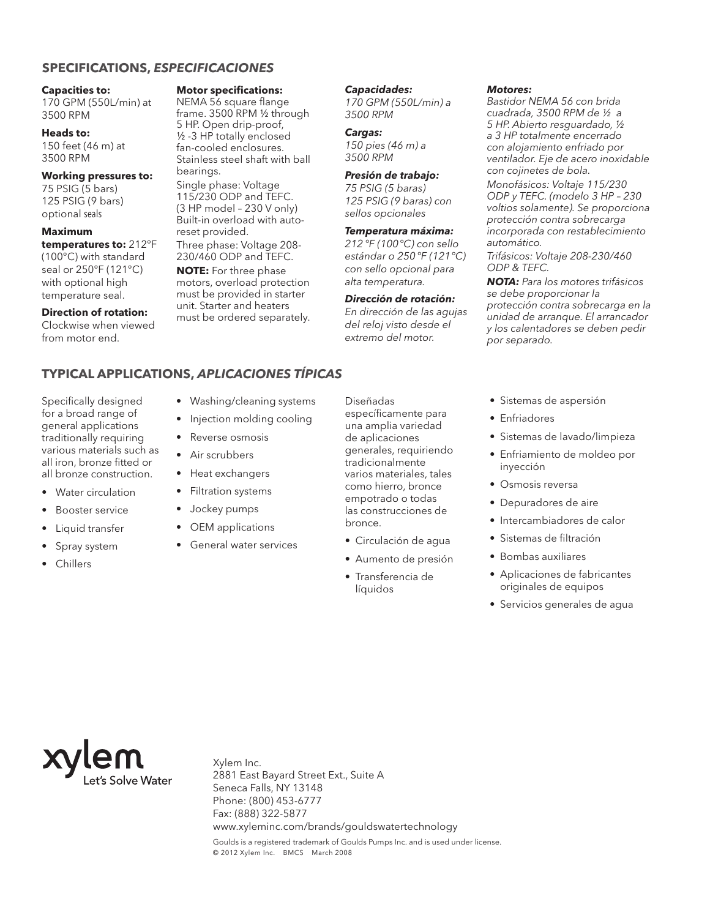## SPECIFICATIONS, *ESPECIFICACIONES*

**Capacities to:**
170 GPM (550L/min) at 3500 RPM

**Heads to:**
150 feet (46 m) at 3500 RPM

**Working pressures to:**
75 PSIG (5 bars)
125 PSIG (9 bars) optional seals

**Maximum temperatures to:** 212°F (100°C) with standard seal or 250°F (121°C) with optional high temperature seal.

**Direction of rotation:**
Clockwise when viewed from motor end.

**Motor specifications:**
NEMA 56 square flange frame. 3500 RPM ½ through 5 HP. Open drip-proof, ½ -3 HP totally enclosed fan-cooled enclosures. Stainless steel shaft with ball bearings.

Single phase: Voltage 115/230 ODP and TEFC. (3 HP model – 230 V only) Built-in overload with auto-reset provided.

Three phase: Voltage 208-230/460 ODP and TEFC.

**NOTE:** For three phase motors, overload protection must be provided in starter unit. Starter and heaters must be ordered separately.

***Capacidades:***
*170 GPM (550L/min) a 3500 RPM*

***Cargas:***
*150 pies (46 m) a 3500 RPM*

***Presión de trabajo:***
*75 PSIG (5 baras)*
*125 PSIG (9 baras) con sellos opcionales*

***Temperatura máxima:***
*212 °F (100 °C) con sello estándar o 250 °F (121 °C) con sello opcional para alta temperatura.*

***Dirección de rotación:***
*En dirección de las agujas del reloj visto desde el extremo del motor.*

***Motores:***
*Bastidor NEMA 56 con brida cuadrada, 3500 RPM de ½ a 5 HP. Abierto resguardado, ½ a 3 HP totalmente encerrado con alojamiento enfriado por ventilador. Eje de acero inoxidable con cojinetes de bola.*

*Monofásicos: Voltaje 115/230 ODP y TEFC. (modelo 3 HP – 230 voltios solamente). Se proporciona protección contra sobrecarga incorporada con restablecimiento automático.*

*Trifásicos: Voltaje 208-230/460 ODP & TEFC.*

***NOTA:** Para los motores trifásicos se debe proporcionar la protección contra sobrecarga en la unidad de arranque. El arrancador y los calentadores se deben pedir por separado.*

## TYPICAL APPLICATIONS, *APLICACIONES TÍPICAS*

Specifically designed for a broad range of general applications traditionally requiring various materials such as all iron, bronze fitted or all bronze construction.

- Water circulation
- Booster service
- Liquid transfer
- Spray system
- Chillers
- Washing/cleaning systems
- Injection molding cooling
- Reverse osmosis
- Air scrubbers
- Heat exchangers
- Filtration systems
- Jockey pumps
- OEM applications
- General water services

Diseñadas específicamente para una amplia variedad de aplicaciones generales, requiriendo tradicionalmente varios materiales, tales como hierro, bronce empotrado o todas las construcciones de bronce.

- Circulación de agua
- Aumento de presión
- Transferencia de líquidos
- Sistemas de aspersión
- Enfriadores
- Sistemas de lavado/limpieza
- Enfriamiento de moldeo por inyección
- Osmosis reversa
- Depuradores de aire
- Intercambiadores de calor
- Sistemas de filtración
- Bombas auxiliares
- Aplicaciones de fabricantes originales de equipos
- Servicios generales de agua

xylem
Let's Solve Water

Xylem Inc.
2881 East Bayard Street Ext., Suite A
Seneca Falls, NY 13148
Phone: (800) 453-6777
Fax: (888) 322-5877
www.xyleminc.com/brands/gouldswatertechnology

Goulds is a registered trademark of Goulds Pumps Inc. and is used under license.
© 2012 Xylem Inc. BMCS March 2008